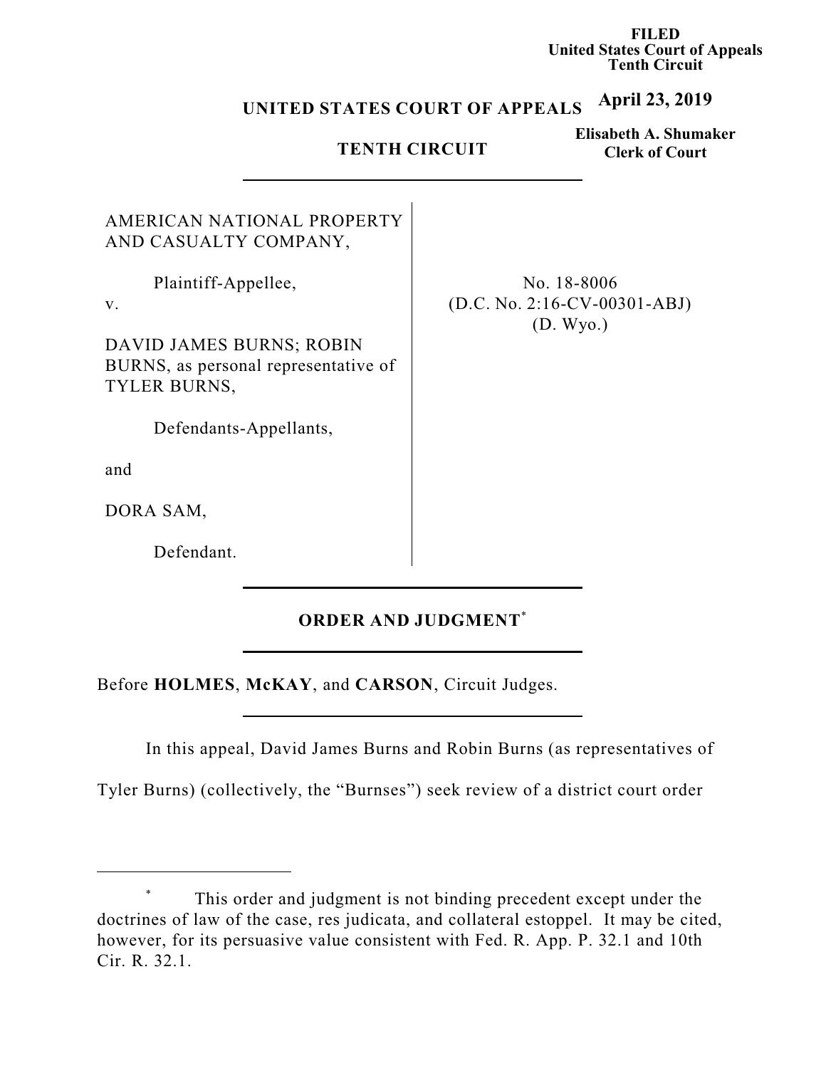**FILED**
**United States Court of Appeals**
**Tenth Circuit**

**April 23, 2019**

**Elisabeth A. Shumaker**
**Clerk of Court**

**UNITED STATES COURT OF APPEALS**

**TENTH CIRCUIT**

---

AMERICAN NATIONAL PROPERTY AND CASUALTY COMPANY,

Plaintiff-Appellee,

v.

DAVID JAMES BURNS; ROBIN BURNS, as personal representative of TYLER BURNS,

Defendants-Appellants,

and

DORA SAM,

Defendant.

No. 18-8006
(D.C. No. 2:16-CV-00301-ABJ)
(D. Wyo.)

---

## ORDER AND JUDGMENT[*]

---

Before **HOLMES**, **McKAY**, and **CARSON**, Circuit Judges.

---

In this appeal, David James Burns and Robin Burns (as representatives of Tyler Burns) (collectively, the "Burnses") seek review of a district court order

---

[*] This order and judgment is not binding precedent except under the doctrines of law of the case, res judicata, and collateral estoppel. It may be cited, however, for its persuasive value consistent with Fed. R. App. P. 32.1 and 10th Cir. R. 32.1.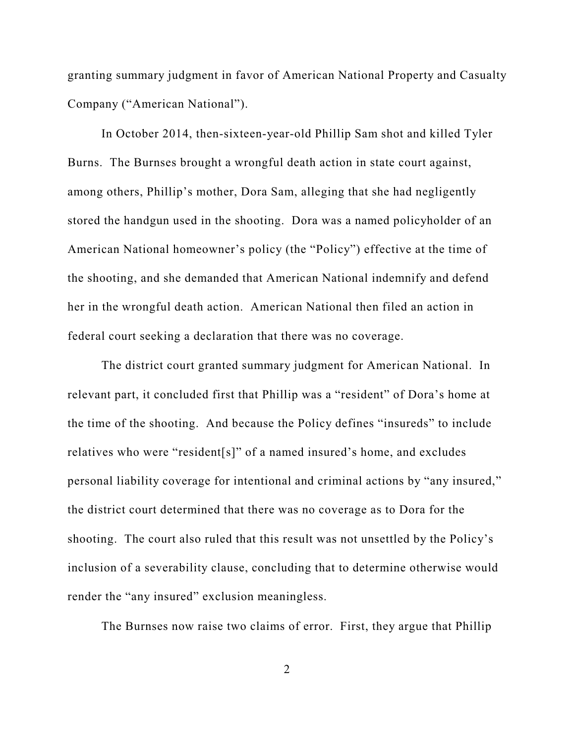granting summary judgment in favor of American National Property and Casualty Company ("American National").

In October 2014, then-sixteen-year-old Phillip Sam shot and killed Tyler Burns. The Burnses brought a wrongful death action in state court against, among others, Phillip's mother, Dora Sam, alleging that she had negligently stored the handgun used in the shooting. Dora was a named policyholder of an American National homeowner's policy (the "Policy") effective at the time of the shooting, and she demanded that American National indemnify and defend her in the wrongful death action. American National then filed an action in federal court seeking a declaration that there was no coverage.

The district court granted summary judgment for American National. In relevant part, it concluded first that Phillip was a "resident" of Dora's home at the time of the shooting. And because the Policy defines "insureds" to include relatives who were "resident[s]" of a named insured's home, and excludes personal liability coverage for intentional and criminal actions by "any insured," the district court determined that there was no coverage as to Dora for the shooting. The court also ruled that this result was not unsettled by the Policy's inclusion of a severability clause, concluding that to determine otherwise would render the "any insured" exclusion meaningless.

The Burnses now raise two claims of error. First, they argue that Phillip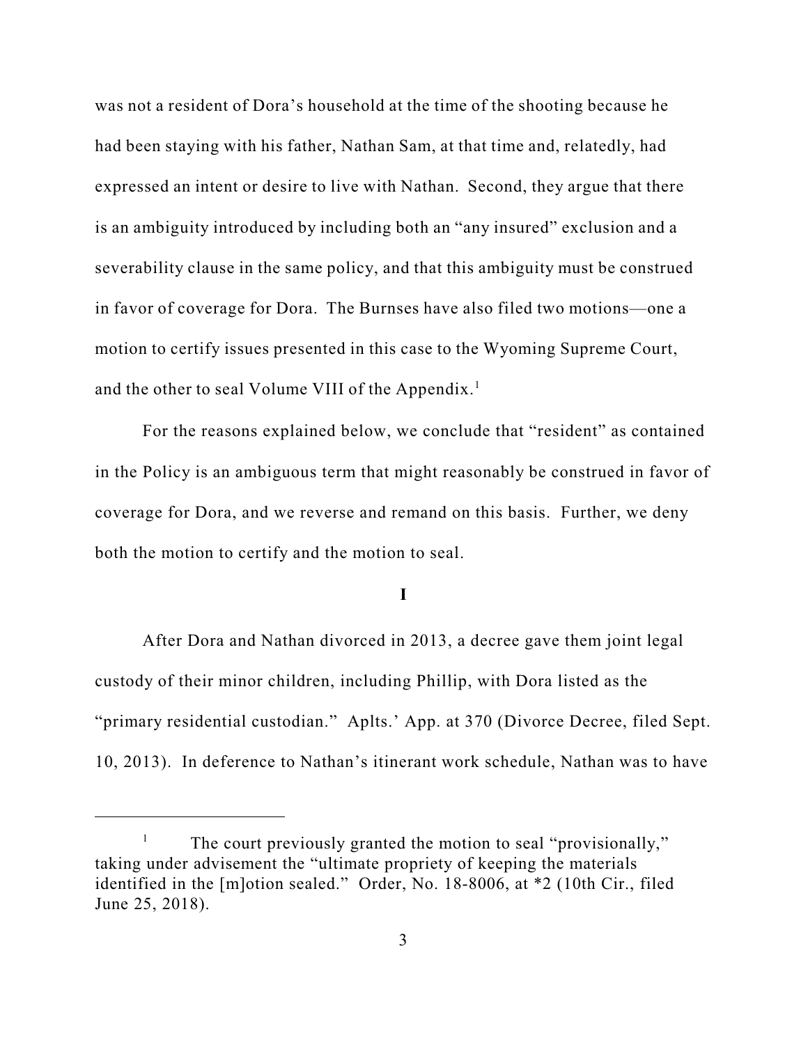was not a resident of Dora's household at the time of the shooting because he had been staying with his father, Nathan Sam, at that time and, relatedly, had expressed an intent or desire to live with Nathan. Second, they argue that there is an ambiguity introduced by including both an "any insured" exclusion and a severability clause in the same policy, and that this ambiguity must be construed in favor of coverage for Dora. The Burnses have also filed two motions—one a motion to certify issues presented in this case to the Wyoming Supreme Court, and the other to seal Volume VIII of the Appendix.[1]

For the reasons explained below, we conclude that "resident" as contained in the Policy is an ambiguous term that might reasonably be construed in favor of coverage for Dora, and we reverse and remand on this basis. Further, we deny both the motion to certify and the motion to seal.

## I

After Dora and Nathan divorced in 2013, a decree gave them joint legal custody of their minor children, including Phillip, with Dora listed as the "primary residential custodian." Aplts.' App. at 370 (Divorce Decree, filed Sept. 10, 2013). In deference to Nathan's itinerant work schedule, Nathan was to have

---

[1] The court previously granted the motion to seal "provisionally," taking under advisement the "ultimate propriety of keeping the materials identified in the [m]otion sealed." Order, No. 18-8006, at *2 (10th Cir., filed June 25, 2018).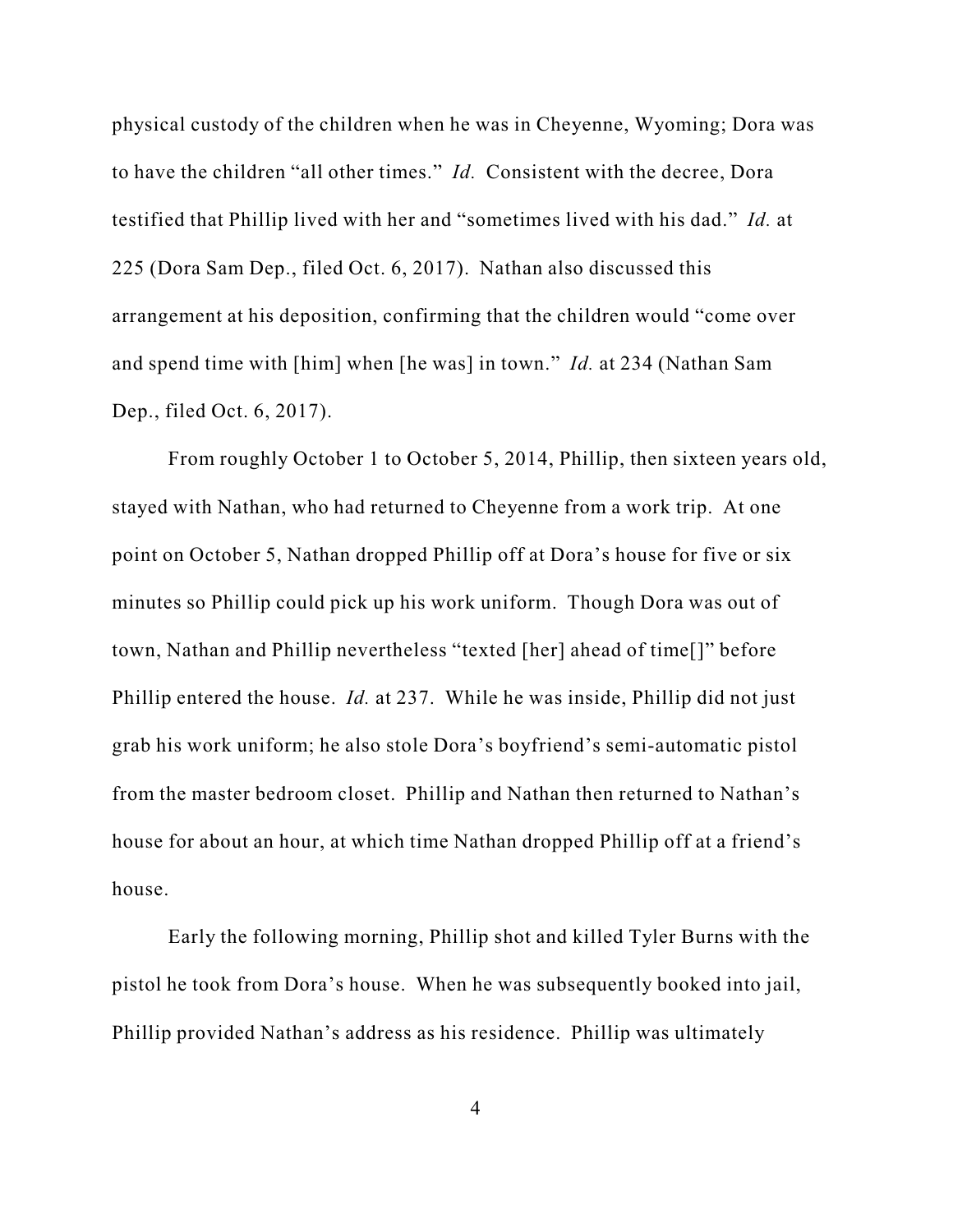physical custody of the children when he was in Cheyenne, Wyoming; Dora was to have the children "all other times." *Id.* Consistent with the decree, Dora testified that Phillip lived with her and "sometimes lived with his dad." *Id.* at 225 (Dora Sam Dep., filed Oct. 6, 2017). Nathan also discussed this arrangement at his deposition, confirming that the children would "come over and spend time with [him] when [he was] in town." *Id.* at 234 (Nathan Sam Dep., filed Oct. 6, 2017).

From roughly October 1 to October 5, 2014, Phillip, then sixteen years old, stayed with Nathan, who had returned to Cheyenne from a work trip. At one point on October 5, Nathan dropped Phillip off at Dora's house for five or six minutes so Phillip could pick up his work uniform. Though Dora was out of town, Nathan and Phillip nevertheless "texted [her] ahead of time[]" before Phillip entered the house. *Id.* at 237. While he was inside, Phillip did not just grab his work uniform; he also stole Dora's boyfriend's semi-automatic pistol from the master bedroom closet. Phillip and Nathan then returned to Nathan's house for about an hour, at which time Nathan dropped Phillip off at a friend's house.

Early the following morning, Phillip shot and killed Tyler Burns with the pistol he took from Dora's house. When he was subsequently booked into jail, Phillip provided Nathan's address as his residence. Phillip was ultimately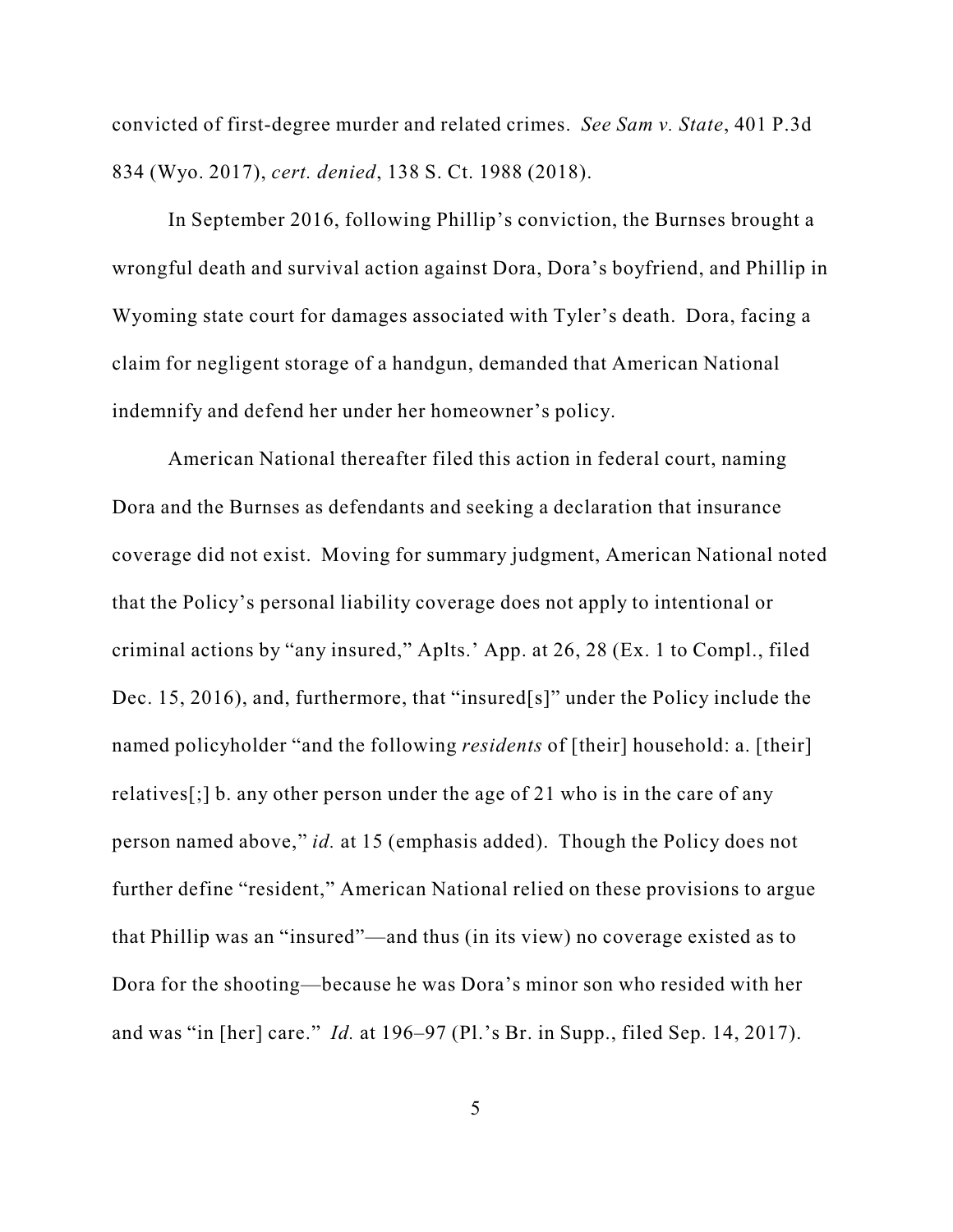convicted of first-degree murder and related crimes. *See Sam v. State*, 401 P.3d 834 (Wyo. 2017), *cert. denied*, 138 S. Ct. 1988 (2018).

In September 2016, following Phillip's conviction, the Burnses brought a wrongful death and survival action against Dora, Dora's boyfriend, and Phillip in Wyoming state court for damages associated with Tyler's death. Dora, facing a claim for negligent storage of a handgun, demanded that American National indemnify and defend her under her homeowner's policy.

American National thereafter filed this action in federal court, naming Dora and the Burnses as defendants and seeking a declaration that insurance coverage did not exist. Moving for summary judgment, American National noted that the Policy's personal liability coverage does not apply to intentional or criminal actions by "any insured," Aplts.' App. at 26, 28 (Ex. 1 to Compl., filed Dec. 15, 2016), and, furthermore, that "insured[s]" under the Policy include the named policyholder "and the following *residents* of [their] household: a. [their] relatives[;] b. any other person under the age of 21 who is in the care of any person named above," *id.* at 15 (emphasis added). Though the Policy does not further define "resident," American National relied on these provisions to argue that Phillip was an "insured"—and thus (in its view) no coverage existed as to Dora for the shooting—because he was Dora's minor son who resided with her and was "in [her] care." *Id.* at 196–97 (Pl.'s Br. in Supp., filed Sep. 14, 2017).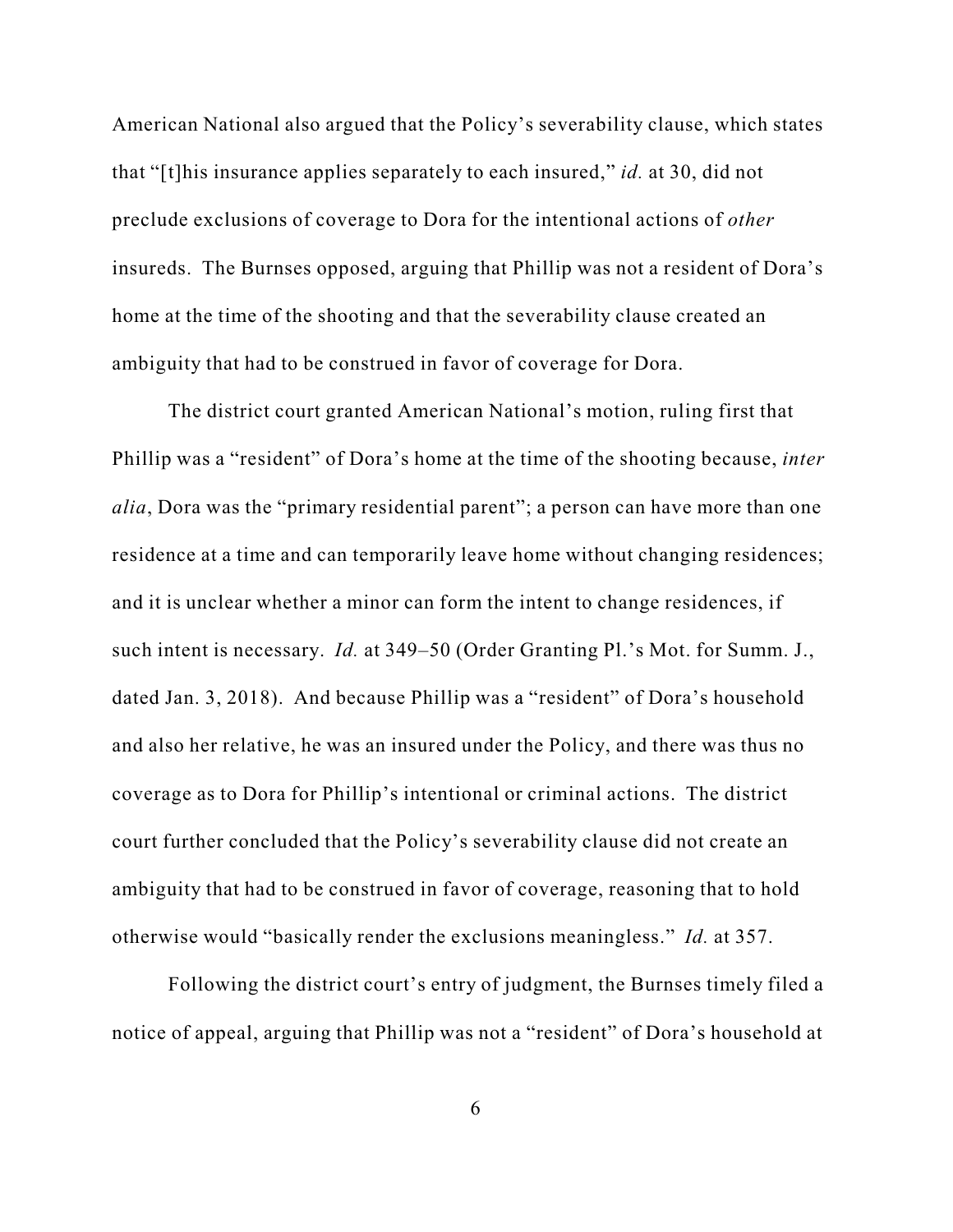American National also argued that the Policy's severability clause, which states that "[t]his insurance applies separately to each insured," *id.* at 30, did not preclude exclusions of coverage to Dora for the intentional actions of *other* insureds. The Burnses opposed, arguing that Phillip was not a resident of Dora's home at the time of the shooting and that the severability clause created an ambiguity that had to be construed in favor of coverage for Dora.

The district court granted American National's motion, ruling first that Phillip was a "resident" of Dora's home at the time of the shooting because, *inter alia*, Dora was the "primary residential parent"; a person can have more than one residence at a time and can temporarily leave home without changing residences; and it is unclear whether a minor can form the intent to change residences, if such intent is necessary. *Id.* at 349–50 (Order Granting Pl.'s Mot. for Summ. J., dated Jan. 3, 2018). And because Phillip was a "resident" of Dora's household and also her relative, he was an insured under the Policy, and there was thus no coverage as to Dora for Phillip's intentional or criminal actions. The district court further concluded that the Policy's severability clause did not create an ambiguity that had to be construed in favor of coverage, reasoning that to hold otherwise would "basically render the exclusions meaningless." *Id.* at 357.

Following the district court's entry of judgment, the Burnses timely filed a notice of appeal, arguing that Phillip was not a "resident" of Dora's household at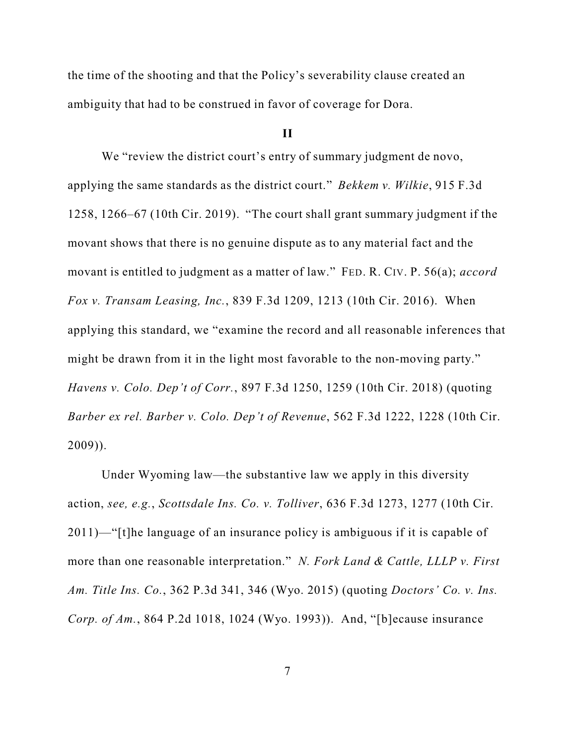the time of the shooting and that the Policy's severability clause created an ambiguity that had to be construed in favor of coverage for Dora.

## II

We "review the district court's entry of summary judgment de novo, applying the same standards as the district court." *Bekkem v. Wilkie*, 915 F.3d 1258, 1266–67 (10th Cir. 2019). "The court shall grant summary judgment if the movant shows that there is no genuine dispute as to any material fact and the movant is entitled to judgment as a matter of law." FED. R. CIV. P. 56(a); *accord Fox v. Transam Leasing, Inc.*, 839 F.3d 1209, 1213 (10th Cir. 2016). When applying this standard, we "examine the record and all reasonable inferences that might be drawn from it in the light most favorable to the non-moving party." *Havens v. Colo. Dep't of Corr.*, 897 F.3d 1250, 1259 (10th Cir. 2018) (quoting *Barber ex rel. Barber v. Colo. Dep't of Revenue*, 562 F.3d 1222, 1228 (10th Cir. 2009)).

Under Wyoming law—the substantive law we apply in this diversity action, *see, e.g.*, *Scottsdale Ins. Co. v. Tolliver*, 636 F.3d 1273, 1277 (10th Cir. 2011)—"[t]he language of an insurance policy is ambiguous if it is capable of more than one reasonable interpretation." *N. Fork Land & Cattle, LLLP v. First Am. Title Ins. Co.*, 362 P.3d 341, 346 (Wyo. 2015) (quoting *Doctors' Co. v. Ins. Corp. of Am.*, 864 P.2d 1018, 1024 (Wyo. 1993)). And, "[b]ecause insurance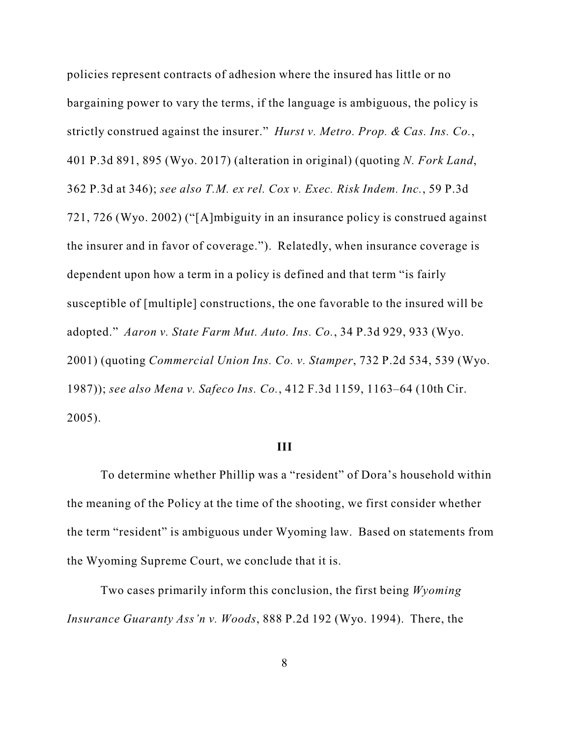policies represent contracts of adhesion where the insured has little or no bargaining power to vary the terms, if the language is ambiguous, the policy is strictly construed against the insurer." *Hurst v. Metro. Prop. & Cas. Ins. Co.*, 401 P.3d 891, 895 (Wyo. 2017) (alteration in original) (quoting *N. Fork Land*, 362 P.3d at 346); *see also T.M. ex rel. Cox v. Exec. Risk Indem. Inc.*, 59 P.3d 721, 726 (Wyo. 2002) ("[A]mbiguity in an insurance policy is construed against the insurer and in favor of coverage."). Relatedly, when insurance coverage is dependent upon how a term in a policy is defined and that term "is fairly susceptible of [multiple] constructions, the one favorable to the insured will be adopted." *Aaron v. State Farm Mut. Auto. Ins. Co.*, 34 P.3d 929, 933 (Wyo. 2001) (quoting *Commercial Union Ins. Co. v. Stamper*, 732 P.2d 534, 539 (Wyo. 1987)); *see also Mena v. Safeco Ins. Co.*, 412 F.3d 1159, 1163–64 (10th Cir. 2005).

**III**

To determine whether Phillip was a "resident" of Dora's household within the meaning of the Policy at the time of the shooting, we first consider whether the term "resident" is ambiguous under Wyoming law. Based on statements from the Wyoming Supreme Court, we conclude that it is.

Two cases primarily inform this conclusion, the first being *Wyoming Insurance Guaranty Ass'n v. Woods*, 888 P.2d 192 (Wyo. 1994). There, the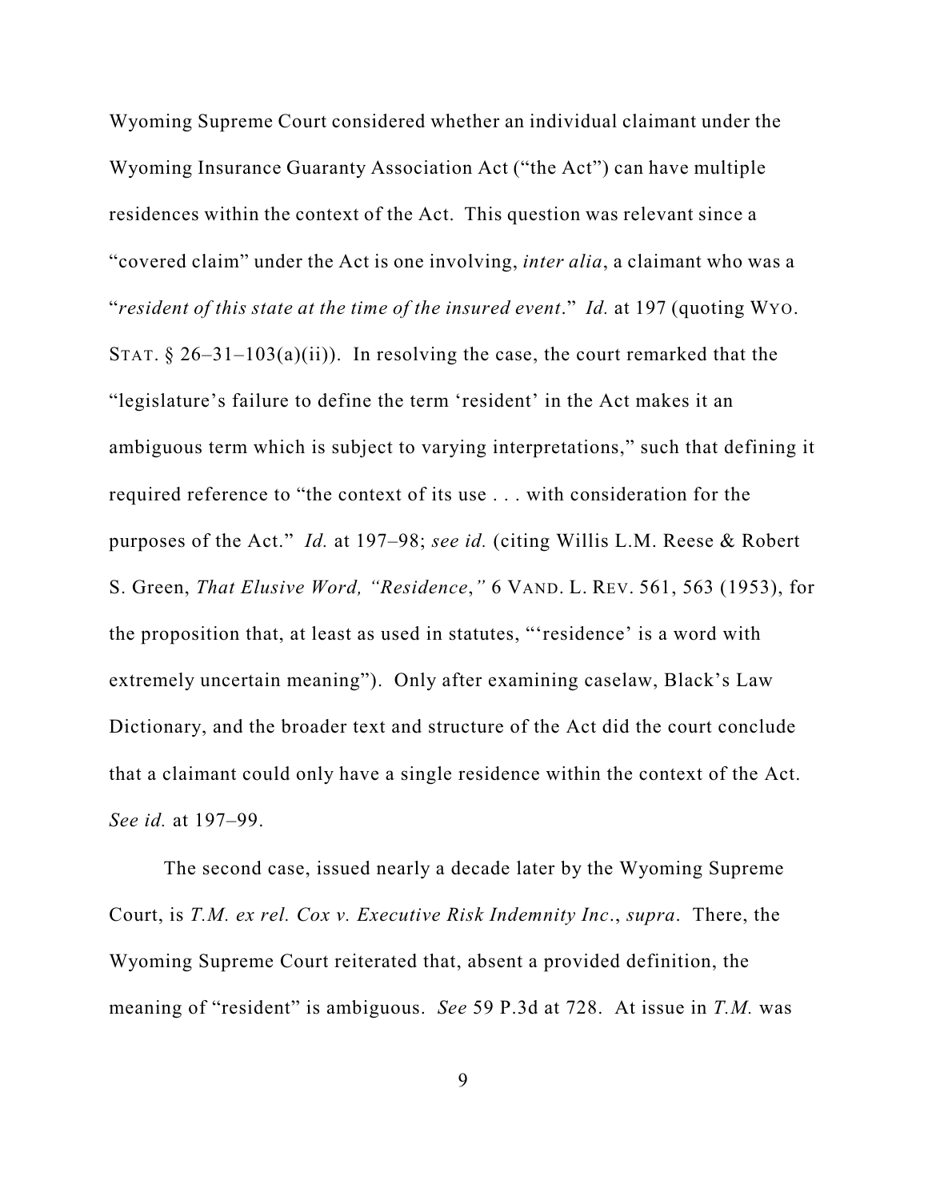Wyoming Supreme Court considered whether an individual claimant under the Wyoming Insurance Guaranty Association Act ("the Act") can have multiple residences within the context of the Act. This question was relevant since a "covered claim" under the Act is one involving, *inter alia*, a claimant who was a "*resident of this state at the time of the insured event*." *Id.* at 197 (quoting WYO. STAT. § 26–31–103(a)(ii)). In resolving the case, the court remarked that the "legislature's failure to define the term 'resident' in the Act makes it an ambiguous term which is subject to varying interpretations," such that defining it required reference to "the context of its use . . . with consideration for the purposes of the Act." *Id.* at 197–98; *see id.* (citing Willis L.M. Reese & Robert S. Green, *That Elusive Word, "Residence*,*"* 6 VAND. L. REV. 561, 563 (1953), for the proposition that, at least as used in statutes, "'residence' is a word with extremely uncertain meaning"). Only after examining caselaw, Black's Law Dictionary, and the broader text and structure of the Act did the court conclude that a claimant could only have a single residence within the context of the Act. *See id.* at 197–99.

The second case, issued nearly a decade later by the Wyoming Supreme Court, is *T.M. ex rel. Cox v. Executive Risk Indemnity Inc.*, *supra*. There, the Wyoming Supreme Court reiterated that, absent a provided definition, the meaning of "resident" is ambiguous. *See* 59 P.3d at 728. At issue in *T.M.* was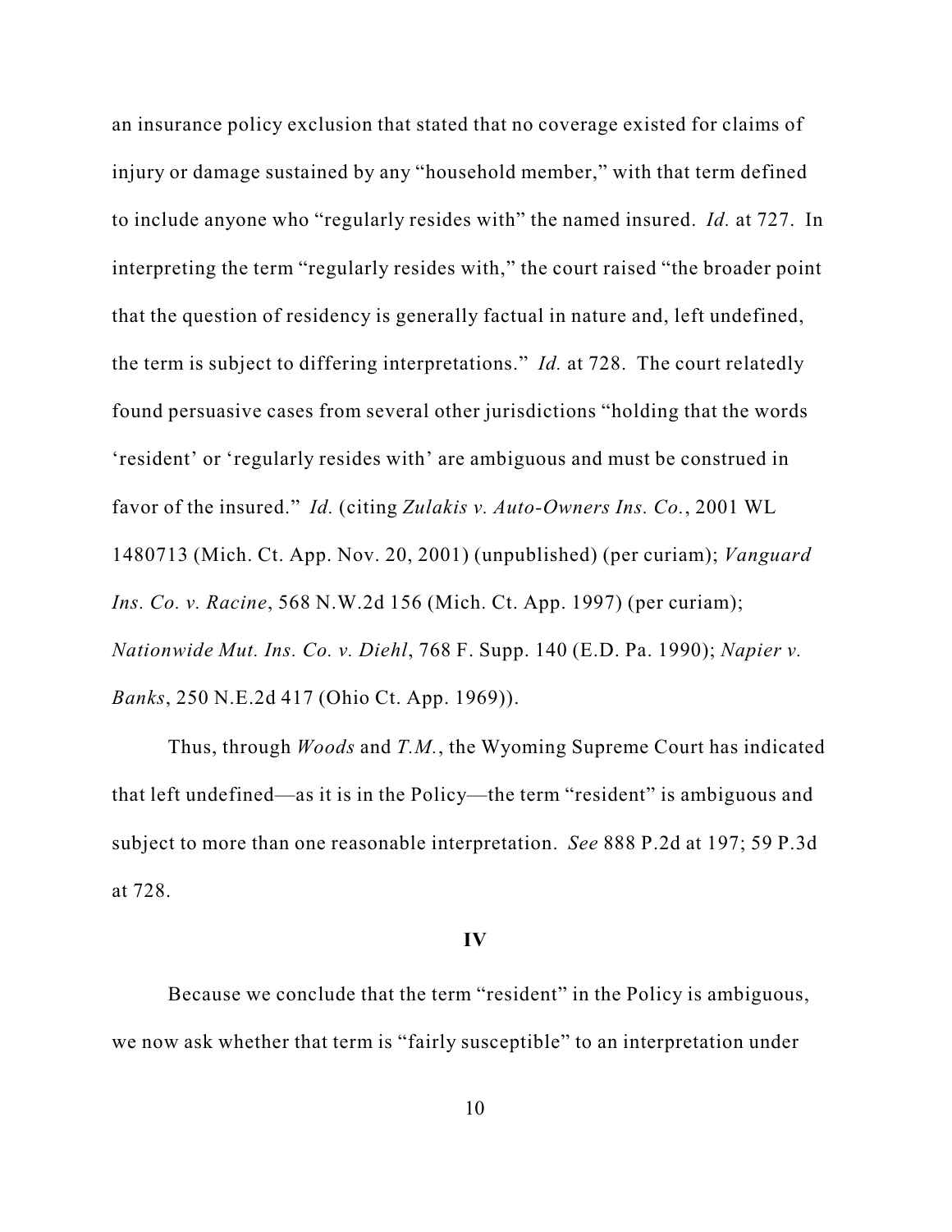an insurance policy exclusion that stated that no coverage existed for claims of injury or damage sustained by any "household member," with that term defined to include anyone who "regularly resides with" the named insured. *Id.* at 727. In interpreting the term "regularly resides with," the court raised "the broader point that the question of residency is generally factual in nature and, left undefined, the term is subject to differing interpretations." *Id.* at 728. The court relatedly found persuasive cases from several other jurisdictions "holding that the words 'resident' or 'regularly resides with' are ambiguous and must be construed in favor of the insured." *Id.* (citing *Zulakis v. Auto-Owners Ins. Co.*, 2001 WL 1480713 (Mich. Ct. App. Nov. 20, 2001) (unpublished) (per curiam); *Vanguard Ins. Co. v. Racine*, 568 N.W.2d 156 (Mich. Ct. App. 1997) (per curiam); *Nationwide Mut. Ins. Co. v. Diehl*, 768 F. Supp. 140 (E.D. Pa. 1990); *Napier v. Banks*, 250 N.E.2d 417 (Ohio Ct. App. 1969)).

Thus, through *Woods* and *T.M.*, the Wyoming Supreme Court has indicated that left undefined—as it is in the Policy—the term "resident" is ambiguous and subject to more than one reasonable interpretation. *See* 888 P.2d at 197; 59 P.3d at 728.

## IV

Because we conclude that the term "resident" in the Policy is ambiguous, we now ask whether that term is "fairly susceptible" to an interpretation under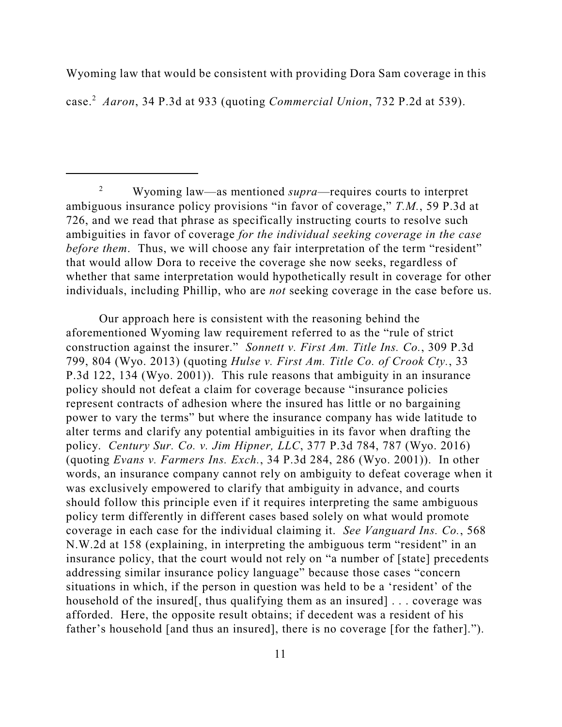Wyoming law that would be consistent with providing Dora Sam coverage in this case.[2] *Aaron*, 34 P.3d at 933 (quoting *Commercial Union*, 732 P.2d at 539).

---

[2] Wyoming law—as mentioned *supra*—requires courts to interpret ambiguous insurance policy provisions "in favor of coverage," *T.M.*, 59 P.3d at 726, and we read that phrase as specifically instructing courts to resolve such ambiguities in favor of coverage *for the individual seeking coverage in the case before them*. Thus, we will choose any fair interpretation of the term "resident" that would allow Dora to receive the coverage she now seeks, regardless of whether that same interpretation would hypothetically result in coverage for other individuals, including Phillip, who are *not* seeking coverage in the case before us.

Our approach here is consistent with the reasoning behind the aforementioned Wyoming law requirement referred to as the "rule of strict construction against the insurer." *Sonnett v. First Am. Title Ins. Co.*, 309 P.3d 799, 804 (Wyo. 2013) (quoting *Hulse v. First Am. Title Co. of Crook Cty.*, 33 P.3d 122, 134 (Wyo. 2001)). This rule reasons that ambiguity in an insurance policy should not defeat a claim for coverage because "insurance policies represent contracts of adhesion where the insured has little or no bargaining power to vary the terms" but where the insurance company has wide latitude to alter terms and clarify any potential ambiguities in its favor when drafting the policy. *Century Sur. Co. v. Jim Hipner, LLC*, 377 P.3d 784, 787 (Wyo. 2016) (quoting *Evans v. Farmers Ins. Exch.*, 34 P.3d 284, 286 (Wyo. 2001)). In other words, an insurance company cannot rely on ambiguity to defeat coverage when it was exclusively empowered to clarify that ambiguity in advance, and courts should follow this principle even if it requires interpreting the same ambiguous policy term differently in different cases based solely on what would promote coverage in each case for the individual claiming it. *See Vanguard Ins. Co.*, 568 N.W.2d at 158 (explaining, in interpreting the ambiguous term "resident" in an insurance policy, that the court would not rely on "a number of [state] precedents addressing similar insurance policy language" because those cases "concern situations in which, if the person in question was held to be a 'resident' of the household of the insured[, thus qualifying them as an insured] . . . coverage was afforded. Here, the opposite result obtains; if decedent was a resident of his father's household [and thus an insured], there is no coverage [for the father].").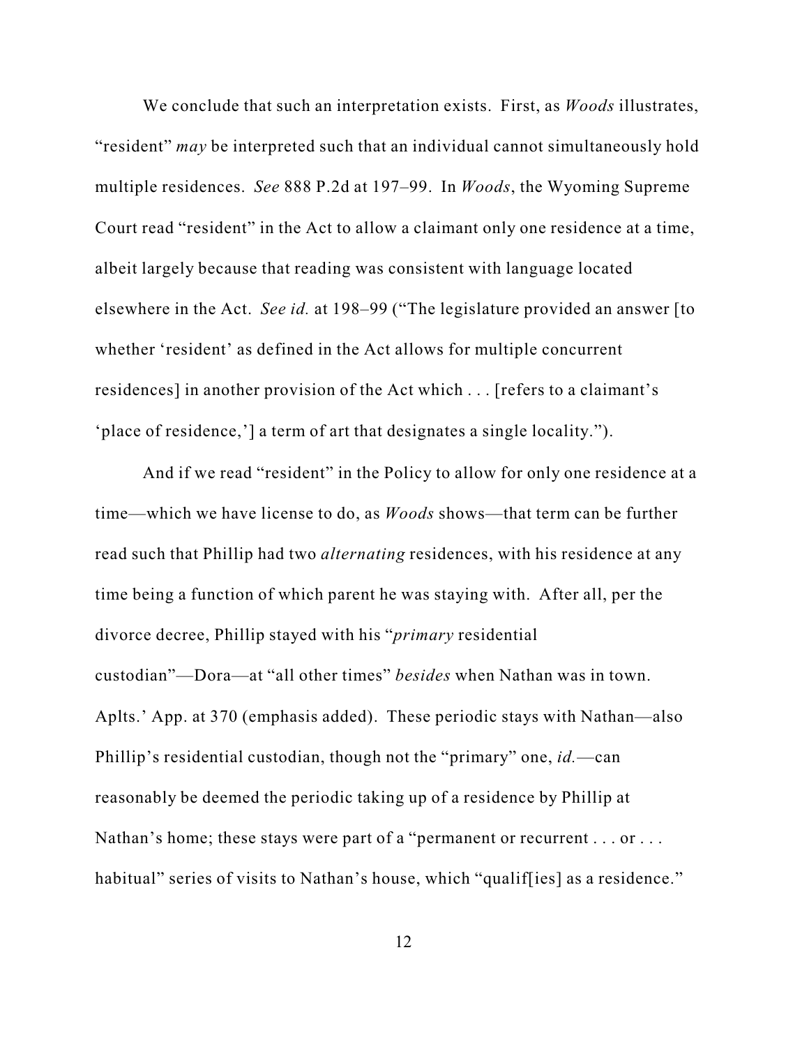We conclude that such an interpretation exists. First, as *Woods* illustrates, "resident" *may* be interpreted such that an individual cannot simultaneously hold multiple residences. *See* 888 P.2d at 197–99. In *Woods*, the Wyoming Supreme Court read "resident" in the Act to allow a claimant only one residence at a time, albeit largely because that reading was consistent with language located elsewhere in the Act. *See id.* at 198–99 ("The legislature provided an answer [to whether 'resident' as defined in the Act allows for multiple concurrent residences] in another provision of the Act which . . . [refers to a claimant's 'place of residence,'] a term of art that designates a single locality.").

And if we read "resident" in the Policy to allow for only one residence at a time—which we have license to do, as *Woods* shows—that term can be further read such that Phillip had two *alternating* residences, with his residence at any time being a function of which parent he was staying with. After all, per the divorce decree, Phillip stayed with his "*primary* residential custodian"—Dora—at "all other times" *besides* when Nathan was in town. Aplts.' App. at 370 (emphasis added). These periodic stays with Nathan—also Phillip's residential custodian, though not the "primary" one, *id.*—can reasonably be deemed the periodic taking up of a residence by Phillip at Nathan's home; these stays were part of a "permanent or recurrent . . . or . . . habitual" series of visits to Nathan's house, which "qualif[ies] as a residence."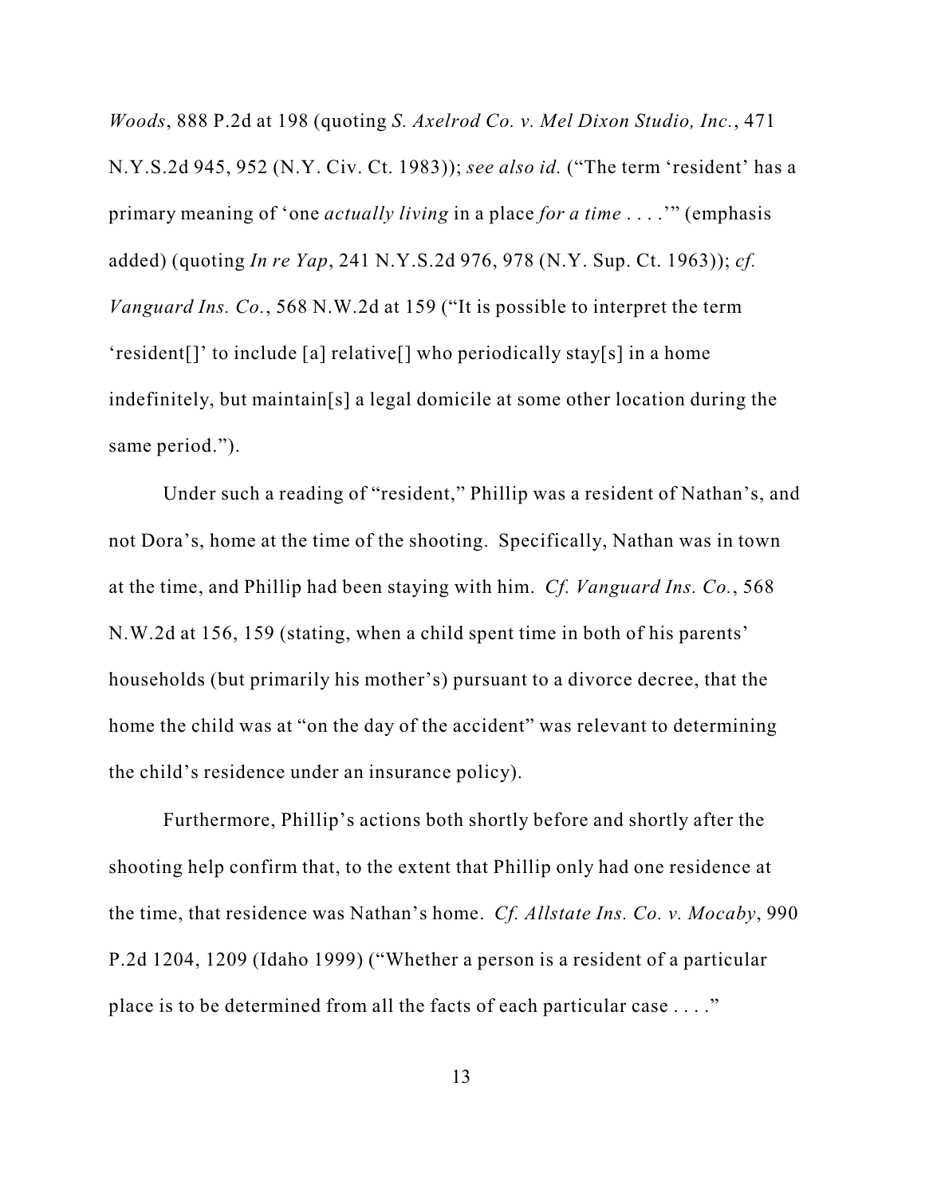*Woods*, 888 P.2d at 198 (quoting *S. Axelrod Co. v. Mel Dixon Studio, Inc.*, 471 N.Y.S.2d 945, 952 (N.Y. Civ. Ct. 1983)); *see also id.* ("The term 'resident' has a primary meaning of 'one *actually living* in a place *for a time* . . . .'" (emphasis added) (quoting *In re Yap*, 241 N.Y.S.2d 976, 978 (N.Y. Sup. Ct. 1963)); *cf. Vanguard Ins. Co.*, 568 N.W.2d at 159 ("It is possible to interpret the term 'resident[]' to include [a] relative[] who periodically stay[s] in a home indefinitely, but maintain[s] a legal domicile at some other location during the same period.").

Under such a reading of "resident," Phillip was a resident of Nathan's, and not Dora's, home at the time of the shooting. Specifically, Nathan was in town at the time, and Phillip had been staying with him. *Cf. Vanguard Ins. Co.*, 568 N.W.2d at 156, 159 (stating, when a child spent time in both of his parents' households (but primarily his mother's) pursuant to a divorce decree, that the home the child was at "on the day of the accident" was relevant to determining the child's residence under an insurance policy).

Furthermore, Phillip's actions both shortly before and shortly after the shooting help confirm that, to the extent that Phillip only had one residence at the time, that residence was Nathan's home. *Cf. Allstate Ins. Co. v. Mocaby*, 990 P.2d 1204, 1209 (Idaho 1999) ("Whether a person is a resident of a particular place is to be determined from all the facts of each particular case . . . ."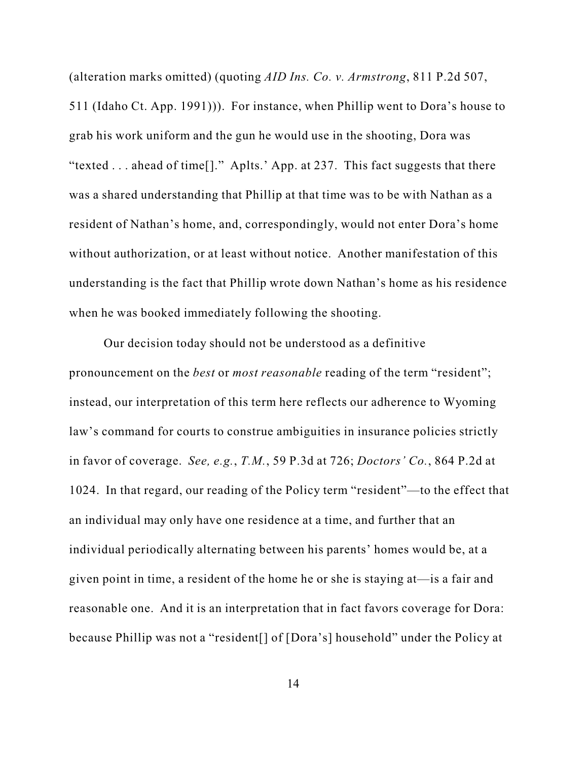(alteration marks omitted) (quoting *AID Ins. Co. v. Armstrong*, 811 P.2d 507, 511 (Idaho Ct. App. 1991))). For instance, when Phillip went to Dora's house to grab his work uniform and the gun he would use in the shooting, Dora was "texted . . . ahead of time[]." Aplts.' App. at 237. This fact suggests that there was a shared understanding that Phillip at that time was to be with Nathan as a resident of Nathan's home, and, correspondingly, would not enter Dora's home without authorization, or at least without notice. Another manifestation of this understanding is the fact that Phillip wrote down Nathan's home as his residence when he was booked immediately following the shooting.

Our decision today should not be understood as a definitive pronouncement on the *best* or *most reasonable* reading of the term "resident"; instead, our interpretation of this term here reflects our adherence to Wyoming law's command for courts to construe ambiguities in insurance policies strictly in favor of coverage. *See, e.g.*, *T.M.*, 59 P.3d at 726; *Doctors' Co.*, 864 P.2d at 1024. In that regard, our reading of the Policy term "resident"—to the effect that an individual may only have one residence at a time, and further that an individual periodically alternating between his parents' homes would be, at a given point in time, a resident of the home he or she is staying at—is a fair and reasonable one. And it is an interpretation that in fact favors coverage for Dora: because Phillip was not a "resident[] of [Dora's] household" under the Policy at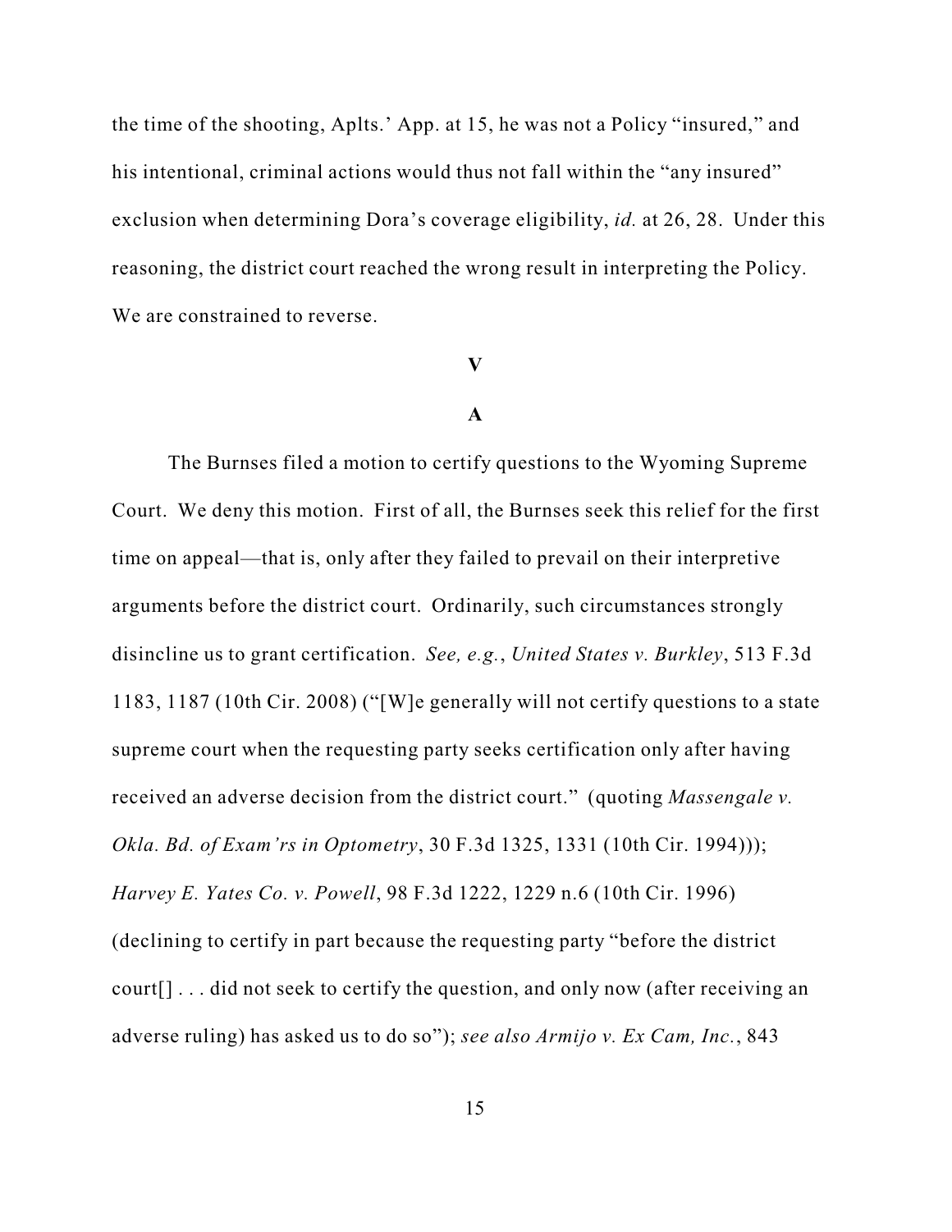the time of the shooting, Aplts.' App. at 15, he was not a Policy "insured," and his intentional, criminal actions would thus not fall within the "any insured" exclusion when determining Dora's coverage eligibility, *id.* at 26, 28. Under this reasoning, the district court reached the wrong result in interpreting the Policy. We are constrained to reverse.

## V

### A

The Burnses filed a motion to certify questions to the Wyoming Supreme Court. We deny this motion. First of all, the Burnses seek this relief for the first time on appeal—that is, only after they failed to prevail on their interpretive arguments before the district court. Ordinarily, such circumstances strongly disincline us to grant certification. *See, e.g.*, *United States v. Burkley*, 513 F.3d 1183, 1187 (10th Cir. 2008) ("[W]e generally will not certify questions to a state supreme court when the requesting party seeks certification only after having received an adverse decision from the district court." (quoting *Massengale v. Okla. Bd. of Exam'rs in Optometry*, 30 F.3d 1325, 1331 (10th Cir. 1994))); *Harvey E. Yates Co. v. Powell*, 98 F.3d 1222, 1229 n.6 (10th Cir. 1996) (declining to certify in part because the requesting party "before the district court[] . . . did not seek to certify the question, and only now (after receiving an adverse ruling) has asked us to do so"); *see also Armijo v. Ex Cam, Inc.*, 843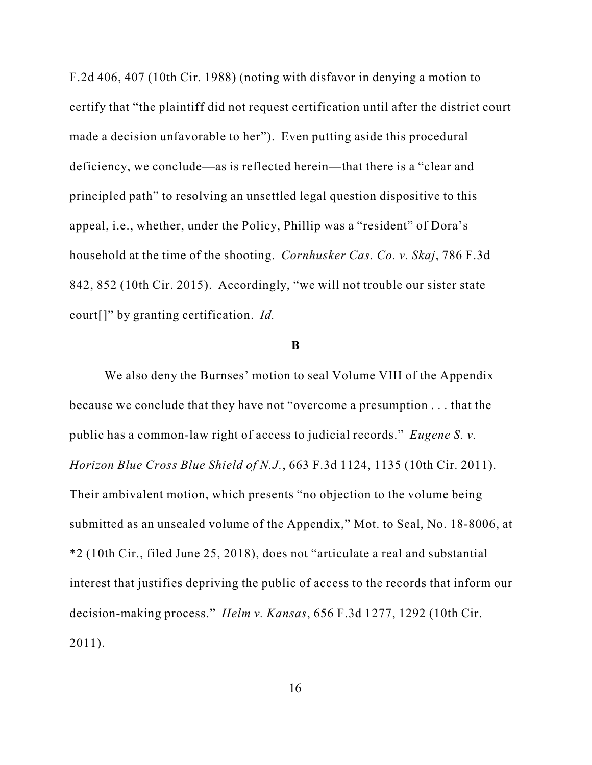F.2d 406, 407 (10th Cir. 1988) (noting with disfavor in denying a motion to certify that "the plaintiff did not request certification until after the district court made a decision unfavorable to her"). Even putting aside this procedural deficiency, we conclude—as is reflected herein—that there is a "clear and principled path" to resolving an unsettled legal question dispositive to this appeal, i.e., whether, under the Policy, Phillip was a "resident" of Dora's household at the time of the shooting. *Cornhusker Cas. Co. v. Skaj*, 786 F.3d 842, 852 (10th Cir. 2015). Accordingly, "we will not trouble our sister state court[]" by granting certification. *Id.*

**B**

We also deny the Burnses' motion to seal Volume VIII of the Appendix because we conclude that they have not "overcome a presumption . . . that the public has a common-law right of access to judicial records." *Eugene S. v. Horizon Blue Cross Blue Shield of N.J.*, 663 F.3d 1124, 1135 (10th Cir. 2011). Their ambivalent motion, which presents "no objection to the volume being submitted as an unsealed volume of the Appendix," Mot. to Seal, No. 18-8006, at *2 (10th Cir., filed June 25, 2018), does not "articulate a real and substantial interest that justifies depriving the public of access to the records that inform our decision-making process." *Helm v. Kansas*, 656 F.3d 1277, 1292 (10th Cir. 2011).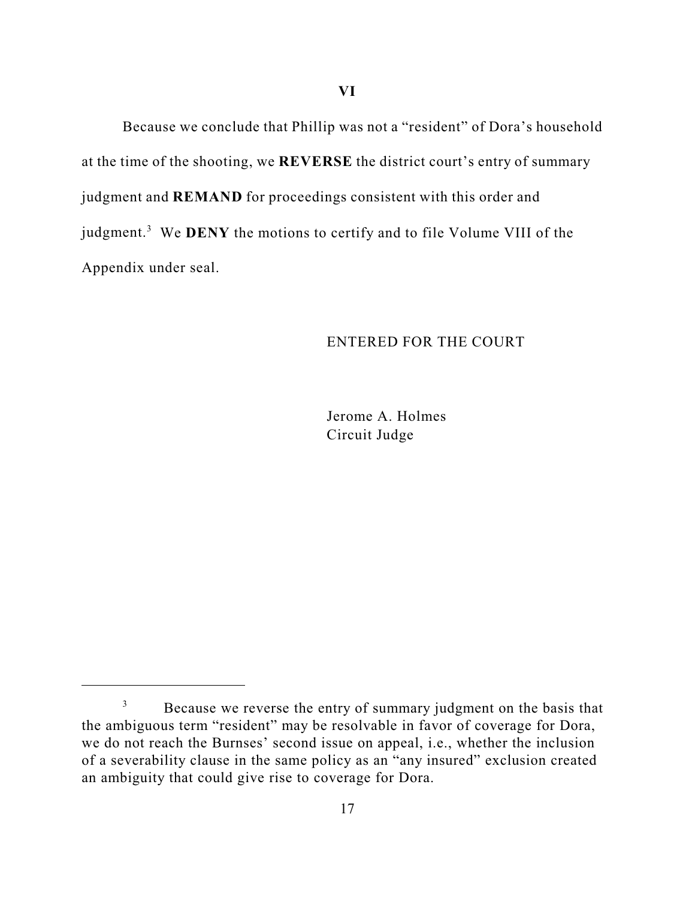## VI

Because we conclude that Phillip was not a "resident" of Dora's household at the time of the shooting, we **REVERSE** the district court's entry of summary judgment and **REMAND** for proceedings consistent with this order and judgment.[3] We **DENY** the motions to certify and to file Volume VIII of the Appendix under seal.

ENTERED FOR THE COURT

Jerome A. Holmes
Circuit Judge

---

[3] Because we reverse the entry of summary judgment on the basis that the ambiguous term "resident" may be resolvable in favor of coverage for Dora, we do not reach the Burnses' second issue on appeal, i.e., whether the inclusion of a severability clause in the same policy as an "any insured" exclusion created an ambiguity that could give rise to coverage for Dora.